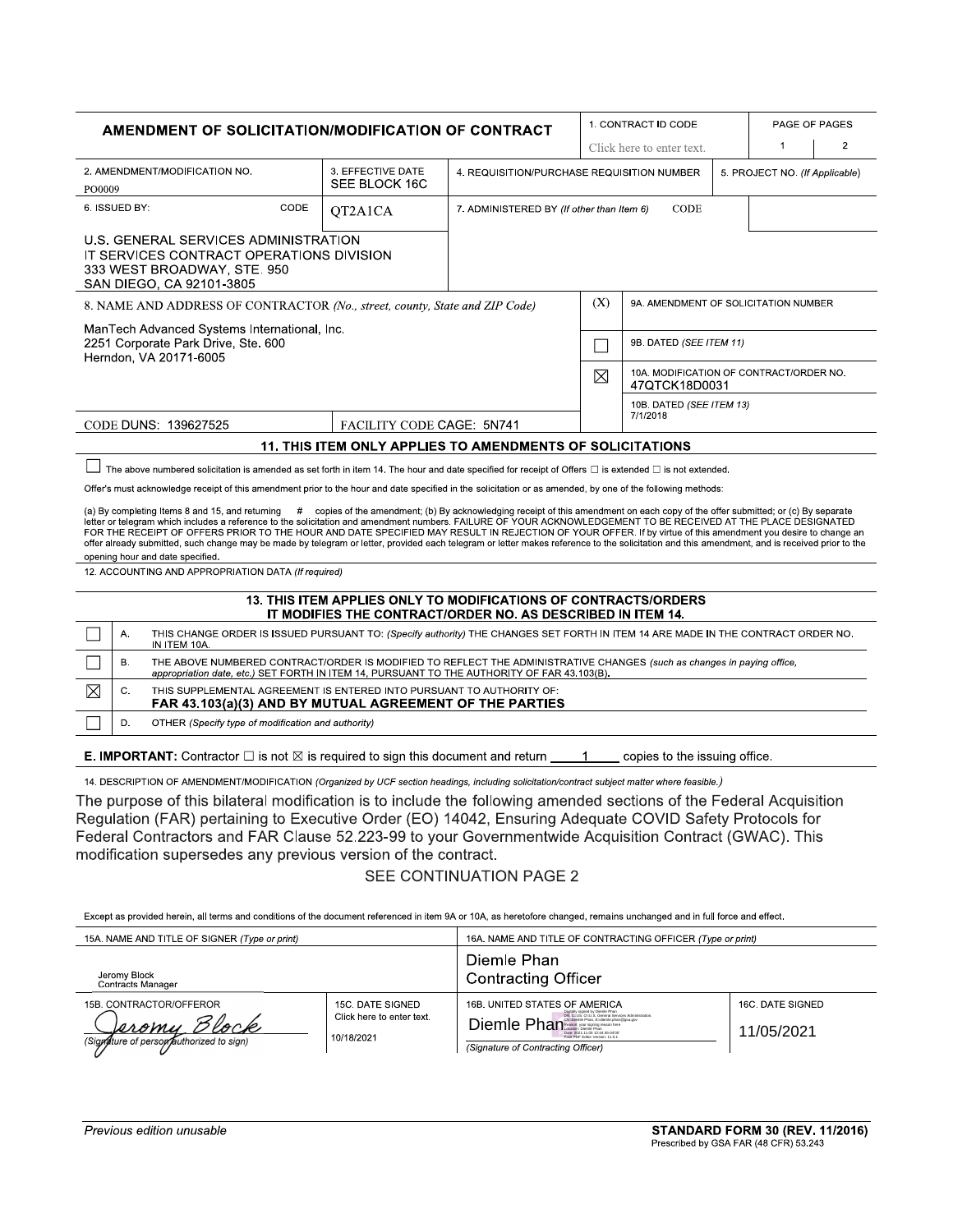# AMENDMENT OF SOLICITATION/MODIFICATION OF CONTRACT

| 1. CONTRACT ID CODE | PAGE OF PAGES | |
|---|---|---|
| Click here to enter text. | 1 | 2 |

| 2. AMENDMENT/MODIFICATION NO. | 3. EFFECTIVE DATE | 4. REQUISITION/PURCHASE REQUISITION NUMBER | 5. PROJECT NO. (If Applicable) |
|---|---|---|---|
| PO0009 | SEE BLOCK 16C | | |

| 6. ISSUED BY: CODE | QT2A1CA | 7. ADMINISTERED BY (If other than Item 6) CODE | |
|---|---|---|---|

U.S. GENERAL SERVICES ADMINISTRATION
IT SERVICES CONTRACT OPERATIONS DIVISION
333 WEST BROADWAY, STE. 950
SAN DIEGO, CA 92101-3805

8. NAME AND ADDRESS OF CONTRACTOR (No., street, county, State and ZIP Code)

ManTech Advanced Systems International, Inc.
2251 Corporate Park Drive, Ste. 600
Herndon, VA 20171-6005

| (X) | |
|---|---|
| | 9A. AMENDMENT OF SOLICITATION NUMBER |
| ☐ | 9B. DATED (SEE ITEM 11) |
| ☒ | 10A. MODIFICATION OF CONTRACT/ORDER NO. 47QTCK18D0031 |
| | 10B. DATED (SEE ITEM 13) 7/1/2018 |

CODE DUNS: 139627525 | FACILITY CODE CAGE: 5N741

## 11. THIS ITEM ONLY APPLIES TO AMENDMENTS OF SOLICITATIONS

☐ The above numbered solicitation is amended as set forth in item 14. The hour and date specified for receipt of Offers ☐ is extended ☐ is not extended.

Offer's must acknowledge receipt of this amendment prior to the hour and date specified in the solicitation or as amended, by one of the following methods:

(a) By completing Items 8 and 15, and returning # copies of the amendment; (b) By acknowledging receipt of this amendment on each copy of the offer submitted; or (c) By separate letter or telegram which includes a reference to the solicitation and amendment numbers. FAILURE OF YOUR ACKNOWLEDGEMENT TO BE RECEIVED AT THE PLACE DESIGNATED FOR THE RECEIPT OF OFFERS PRIOR TO THE HOUR AND DATE SPECIFIED MAY RESULT IN REJECTION OF YOUR OFFER. If by virtue of this amendment you desire to change an offer already submitted, such change may be made by telegram or letter, provided each telegram or letter makes reference to the solicitation and this amendment, and is received prior to the opening hour and date specified.

12. ACCOUNTING AND APPROPRIATION DATA (If required)

## 13. THIS ITEM APPLIES ONLY TO MODIFICATIONS OF CONTRACTS/ORDERS IT MODIFIES THE CONTRACT/ORDER NO. AS DESCRIBED IN ITEM 14.

| | | |
|---|---|---|
| ☐ | A. | THIS CHANGE ORDER IS ISSUED PURSUANT TO: (Specify authority) THE CHANGES SET FORTH IN ITEM 14 ARE MADE IN THE CONTRACT ORDER NO. IN ITEM 10A. |
| ☐ | B. | THE ABOVE NUMBERED CONTRACT/ORDER IS MODIFIED TO REFLECT THE ADMINISTRATIVE CHANGES (such as changes in paying office, appropriation date, etc.) SET FORTH IN ITEM 14, PURSUANT TO THE AUTHORITY OF FAR 43.103(B). |
| ☒ | C. | THIS SUPPLEMENTAL AGREEMENT IS ENTERED INTO PURSUANT TO AUTHORITY OF: **FAR 43.103(a)(3) AND BY MUTUAL AGREEMENT OF THE PARTIES** |
| ☐ | D. | OTHER (Specify type of modification and authority) |

**E. IMPORTANT:** Contractor ☐ is not ☒ is required to sign this document and return 1 copies to the issuing office.

14. DESCRIPTION OF AMENDMENT/MODIFICATION (Organized by UCF section headings, including solicitation/contract subject matter where feasible.)

The purpose of this bilateral modification is to include the following amended sections of the Federal Acquisition Regulation (FAR) pertaining to Executive Order (EO) 14042, Ensuring Adequate COVID Safety Protocols for Federal Contractors and FAR Clause 52.223-99 to your Governmentwide Acquisition Contract (GWAC). This modification supersedes any previous version of the contract.

SEE CONTINUATION PAGE 2

Except as provided herein, all terms and conditions of the document referenced in item 9A or 10A, as heretofore changed, remains unchanged and in full force and effect.

| 15A. NAME AND TITLE OF SIGNER (Type or print) | | 16A. NAME AND TITLE OF CONTRACTING OFFICER (Type or print) | |
|---|---|---|---|
| Jeromy Block<br>Contracts Manager | | Diemle Phan<br>Contracting Officer | |
| 15B. CONTRACTOR/OFFEROR<br>*Jeromy Block*<br>(Signature of person authorized to sign) | 15C. DATE SIGNED<br>Click here to enter text.<br>10/18/2021 | 16B. UNITED STATES OF AMERICA<br>Diemle Phan<br>(Signature of Contracting Officer) | 16C. DATE SIGNED<br>11/05/2021 |

Previous edition unusable

**STANDARD FORM 30 (REV. 11/2016)**
Prescribed by GSA FAR (48 CFR) 53.243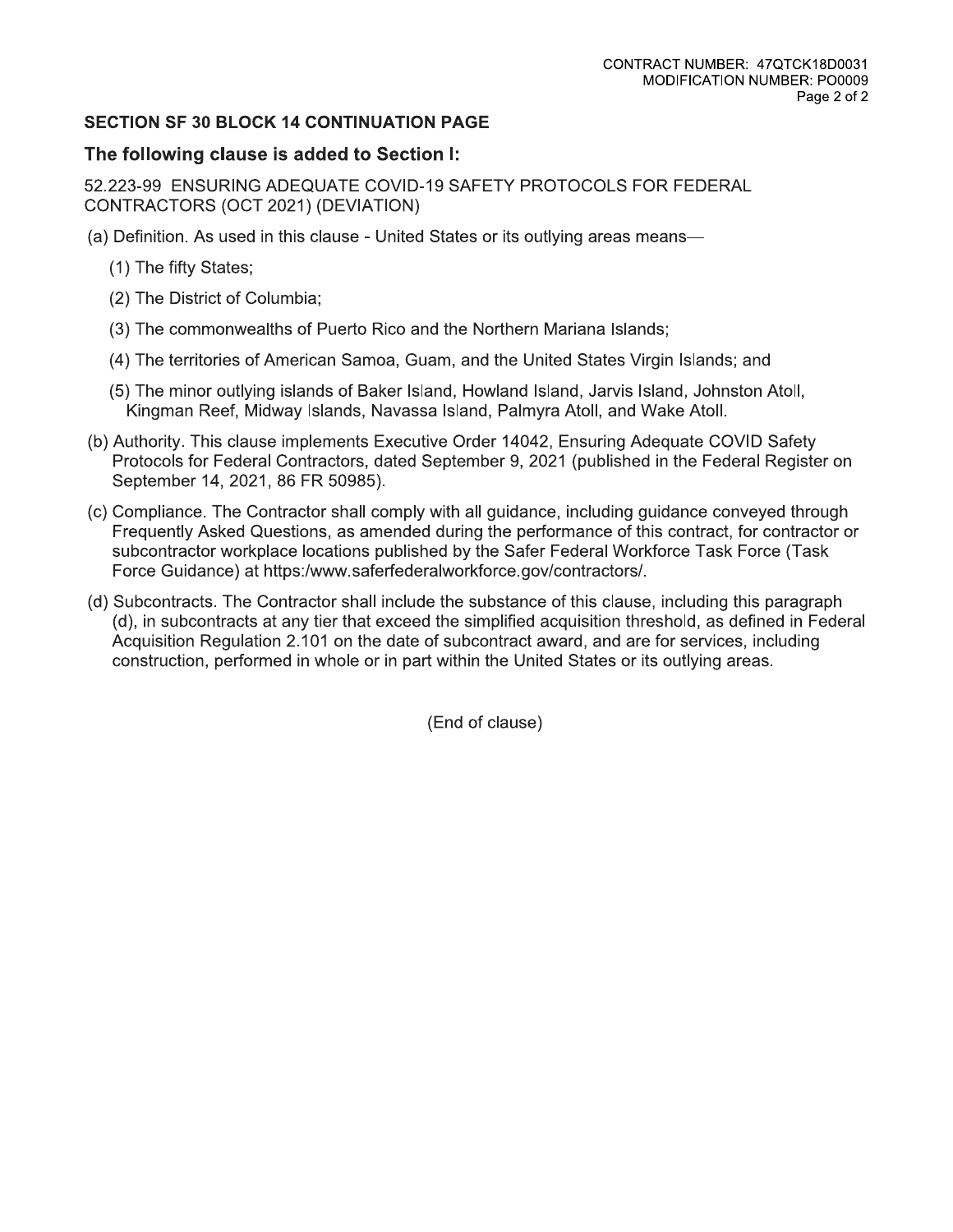**SECTION SF 30 BLOCK 14 CONTINUATION PAGE**

## The following clause is added to Section I:

52.223-99 ENSURING ADEQUATE COVID-19 SAFETY PROTOCOLS FOR FEDERAL CONTRACTORS (OCT 2021) (DEVIATION)

(a) Definition. As used in this clause - United States or its outlying areas means—

  (1) The fifty States;

  (2) The District of Columbia;

  (3) The commonwealths of Puerto Rico and the Northern Mariana Islands;

  (4) The territories of American Samoa, Guam, and the United States Virgin Islands; and

  (5) The minor outlying islands of Baker Island, Howland Island, Jarvis Island, Johnston Atoll, Kingman Reef, Midway Islands, Navassa Island, Palmyra Atoll, and Wake Atoll.

(b) Authority. This clause implements Executive Order 14042, Ensuring Adequate COVID Safety Protocols for Federal Contractors, dated September 9, 2021 (published in the Federal Register on September 14, 2021, 86 FR 50985).

(c) Compliance. The Contractor shall comply with all guidance, including guidance conveyed through Frequently Asked Questions, as amended during the performance of this contract, for contractor or subcontractor workplace locations published by the Safer Federal Workforce Task Force (Task Force Guidance) at https:/www.saferfederalworkforce.gov/contractors/.

(d) Subcontracts. The Contractor shall include the substance of this clause, including this paragraph (d), in subcontracts at any tier that exceed the simplified acquisition threshold, as defined in Federal Acquisition Regulation 2.101 on the date of subcontract award, and are for services, including construction, performed in whole or in part within the United States or its outlying areas.

(End of clause)